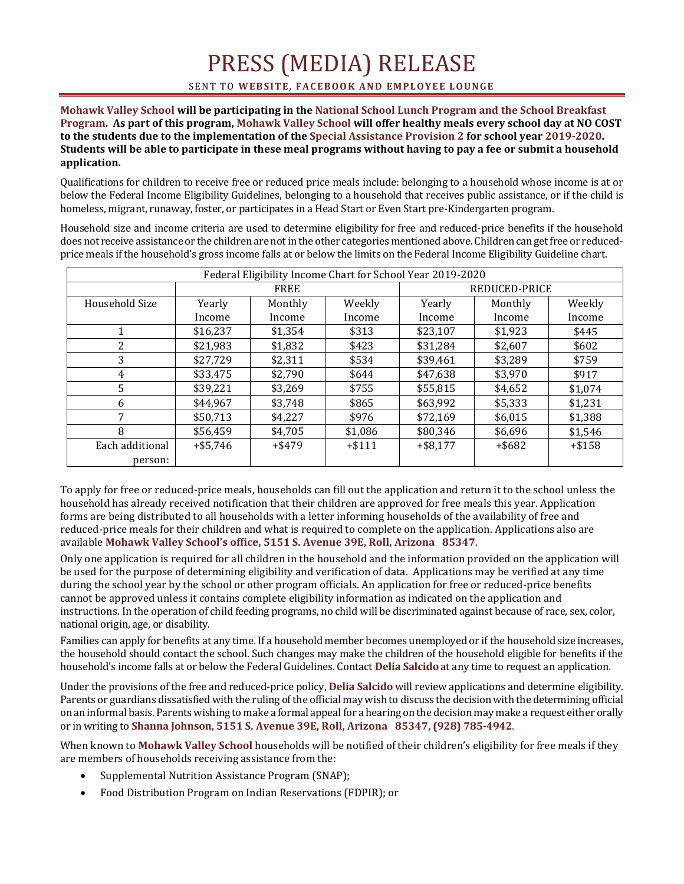# PRESS (MEDIA) RELEASE

SENT TO **WEBSITE, FACEBOOK AND EMPLOYEE LOUNGE**

**Mohawk Valley School will be participating in the National School Lunch Program and the School Breakfast Program. As part of this program, Mohawk Valley School will offer healthy meals every school day at NO COST to the students due to the implementation of the Special Assistance Provision 2 for school year 2019-2020. Students will be able to participate in these meal programs without having to pay a fee or submit a household application.**

Qualifications for children to receive free or reduced price meals include: belonging to a household whose income is at or below the Federal Income Eligibility Guidelines, belonging to a household that receives public assistance, or if the child is homeless, migrant, runaway, foster, or participates in a Head Start or Even Start pre-Kindergarten program.

Household size and income criteria are used to determine eligibility for free and reduced-price benefits if the household does not receive assistance or the children are not in the other categories mentioned above. Children can get free or reduced-price meals if the household's gross income falls at or below the limits on the Federal Income Eligibility Guideline chart.

| Federal Eligibility Income Chart for School Year 2019-2020 | | | | | | |
|---|---|---|---|---|---|---|
| | FREE | | | REDUCED-PRICE | | |
| Household Size | Yearly Income | Monthly Income | Weekly Income | Yearly Income | Monthly Income | Weekly Income |
| 1 | $16,237 | $1,354 | $313 | $23,107 | $1,923 | $445 |
| 2 | $21,983 | $1,832 | $423 | $31,284 | $2,607 | $602 |
| 3 | $27,729 | $2,311 | $534 | $39,461 | $3,289 | $759 |
| 4 | $33,475 | $2,790 | $644 | $47,638 | $3,970 | $917 |
| 5 | $39,221 | $3,269 | $755 | $55,815 | $4,652 | $1,074 |
| 6 | $44,967 | $3,748 | $865 | $63,992 | $5,333 | $1,231 |
| 7 | $50,713 | $4,227 | $976 | $72,169 | $6,015 | $1,388 |
| 8 | $56,459 | $4,705 | $1,086 | $80,346 | $6,696 | $1,546 |
| Each additional person: | +$5,746 | +$479 | +$111 | +$8,177 | +$682 | +$158 |

To apply for free or reduced-price meals, households can fill out the application and return it to the school unless the household has already received notification that their children are approved for free meals this year. Application forms are being distributed to all households with a letter informing households of the availability of free and reduced-price meals for their children and what is required to complete on the application. Applications also are available **Mohawk Valley School's office, 5151 S. Avenue 39E, Roll, Arizona 85347**.

Only one application is required for all children in the household and the information provided on the application will be used for the purpose of determining eligibility and verification of data. Applications may be verified at any time during the school year by the school or other program officials. An application for free or reduced-price benefits cannot be approved unless it contains complete eligibility information as indicated on the application and instructions. In the operation of child feeding programs, no child will be discriminated against because of race, sex, color, national origin, age, or disability.

Families can apply for benefits at any time. If a household member becomes unemployed or if the household size increases, the household should contact the school. Such changes may make the children of the household eligible for benefits if the household's income falls at or below the Federal Guidelines. Contact **Delia Salcido** at any time to request an application.

Under the provisions of the free and reduced-price policy, **Delia Salcido** will review applications and determine eligibility. Parents or guardians dissatisfied with the ruling of the official may wish to discuss the decision with the determining official on an informal basis. Parents wishing to make a formal appeal for a hearing on the decision may make a request either orally or in writing to **Shanna Johnson, 5151 S. Avenue 39E, Roll, Arizona 85347, (928) 785-4942**.

When known to **Mohawk Valley School** households will be notified of their children's eligibility for free meals if they are members of households receiving assistance from the:

- Supplemental Nutrition Assistance Program (SNAP);
- Food Distribution Program on Indian Reservations (FDPIR); or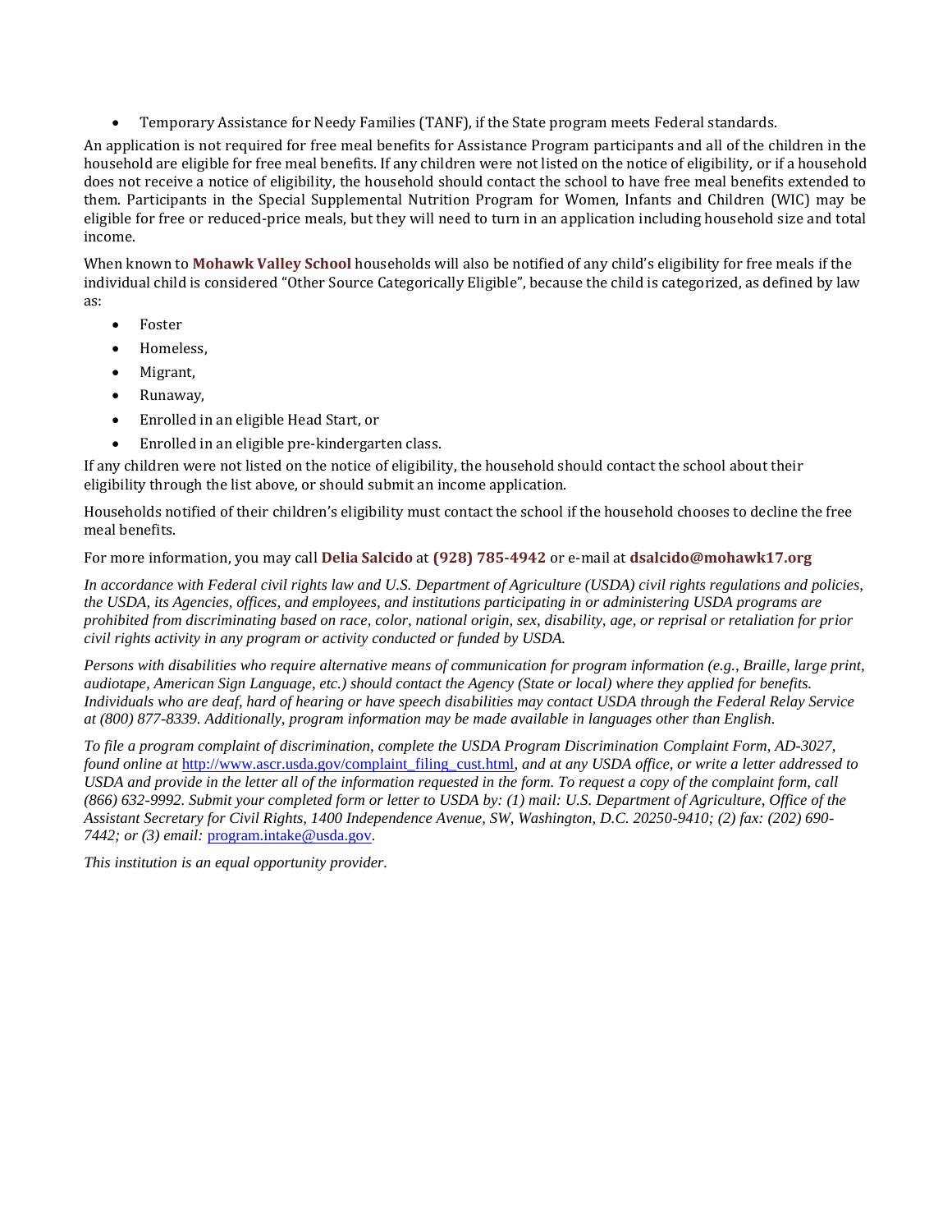- Temporary Assistance for Needy Families (TANF), if the State program meets Federal standards.

An application is not required for free meal benefits for Assistance Program participants and all of the children in the household are eligible for free meal benefits. If any children were not listed on the notice of eligibility, or if a household does not receive a notice of eligibility, the household should contact the school to have free meal benefits extended to them. Participants in the Special Supplemental Nutrition Program for Women, Infants and Children (WIC) may be eligible for free or reduced-price meals, but they will need to turn in an application including household size and total income.

When known to **Mohawk Valley School** households will also be notified of any child's eligibility for free meals if the individual child is considered "Other Source Categorically Eligible", because the child is categorized, as defined by law as:

- Foster
- Homeless,
- Migrant,
- Runaway,
- Enrolled in an eligible Head Start, or
- Enrolled in an eligible pre-kindergarten class.

If any children were not listed on the notice of eligibility, the household should contact the school about their eligibility through the list above, or should submit an income application.

Households notified of their children's eligibility must contact the school if the household chooses to decline the free meal benefits.

For more information, you may call **Delia Salcido** at **(928) 785-4942** or e-mail at **dsalcido@mohawk17.org**

*In accordance with Federal civil rights law and U.S. Department of Agriculture (USDA) civil rights regulations and policies, the USDA, its Agencies, offices, and employees, and institutions participating in or administering USDA programs are prohibited from discriminating based on race, color, national origin, sex, disability, age, or reprisal or retaliation for prior civil rights activity in any program or activity conducted or funded by USDA.*

*Persons with disabilities who require alternative means of communication for program information (e.g., Braille, large print, audiotape, American Sign Language, etc.) should contact the Agency (State or local) where they applied for benefits. Individuals who are deaf, hard of hearing or have speech disabilities may contact USDA through the Federal Relay Service at (800) 877-8339. Additionally, program information may be made available in languages other than English.*

*To file a program complaint of discrimination, complete the USDA Program Discrimination Complaint Form, AD-3027, found online at* http://www.ascr.usda.gov/complaint_filing_cust.html*, and at any USDA office, or write a letter addressed to USDA and provide in the letter all of the information requested in the form. To request a copy of the complaint form, call (866) 632-9992. Submit your completed form or letter to USDA by: (1) mail: U.S. Department of Agriculture, Office of the Assistant Secretary for Civil Rights, 1400 Independence Avenue, SW, Washington, D.C. 20250-9410; (2) fax: (202) 690-7442; or (3) email:* program.intake@usda.gov.

*This institution is an equal opportunity provider.*